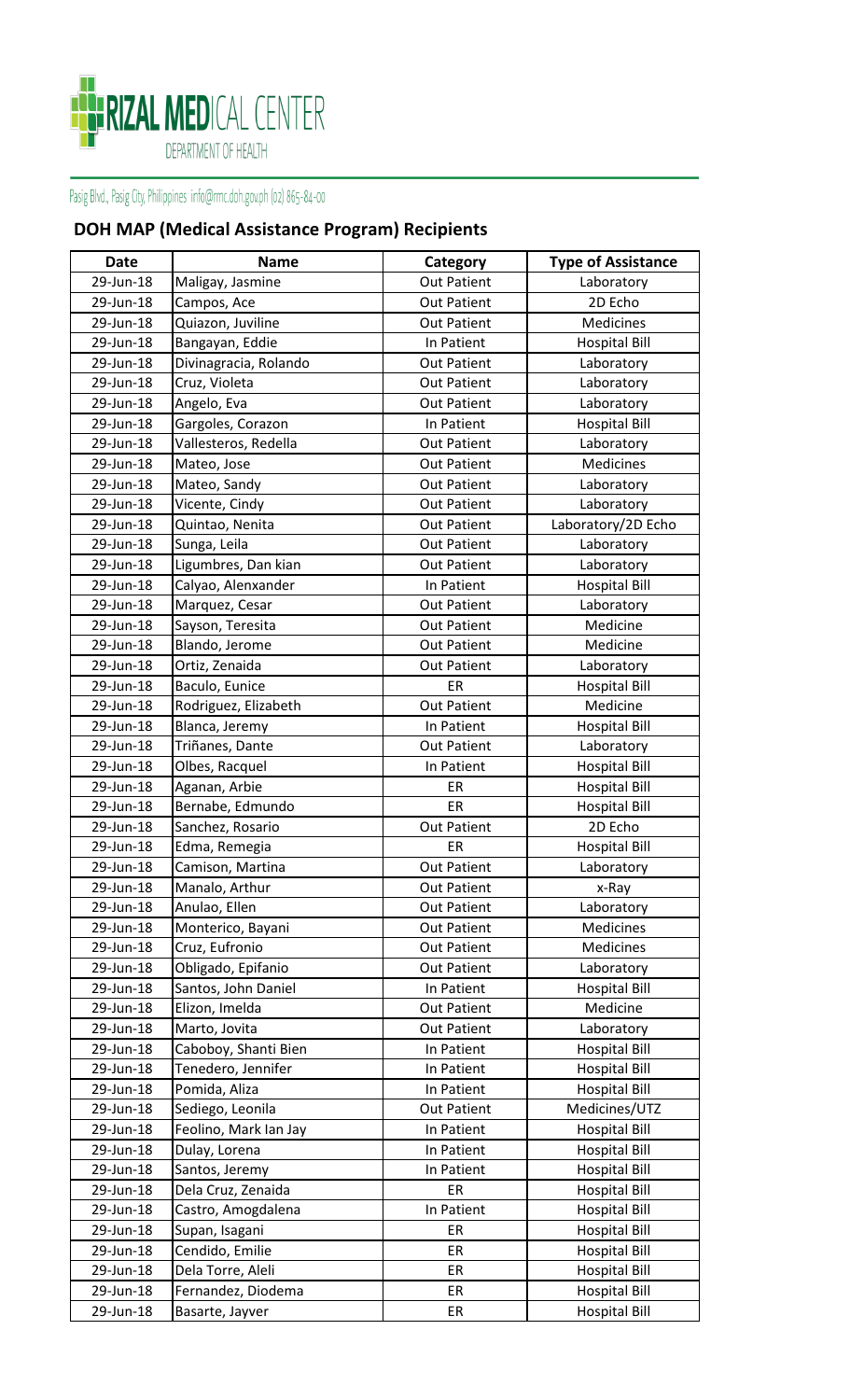# RIZAL MEDICAL CENTER

DEPARTMENT OF HEALTH

Pasig Blvd., Pasig City, Philippines info@rmc.doh.gov.ph (02) 865-84-00

## DOH MAP (Medical Assistance Program) Recipients

| Date | Name | Category | Type of Assistance |
|---|---|---|---|
| 29-Jun-18 | Maligay, Jasmine | Out Patient | Laboratory |
| 29-Jun-18 | Campos, Ace | Out Patient | 2D Echo |
| 29-Jun-18 | Quiazon, Juviline | Out Patient | Medicines |
| 29-Jun-18 | Bangayan, Eddie | In Patient | Hospital Bill |
| 29-Jun-18 | Divinagracia, Rolando | Out Patient | Laboratory |
| 29-Jun-18 | Cruz, Violeta | Out Patient | Laboratory |
| 29-Jun-18 | Angelo, Eva | Out Patient | Laboratory |
| 29-Jun-18 | Gargoles, Corazon | In Patient | Hospital Bill |
| 29-Jun-18 | Vallesteros, Redella | Out Patient | Laboratory |
| 29-Jun-18 | Mateo, Jose | Out Patient | Medicines |
| 29-Jun-18 | Mateo, Sandy | Out Patient | Laboratory |
| 29-Jun-18 | Vicente, Cindy | Out Patient | Laboratory |
| 29-Jun-18 | Quintao, Nenita | Out Patient | Laboratory/2D Echo |
| 29-Jun-18 | Sunga, Leila | Out Patient | Laboratory |
| 29-Jun-18 | Ligumbres, Dan kian | Out Patient | Laboratory |
| 29-Jun-18 | Calyao, Alenxander | In Patient | Hospital Bill |
| 29-Jun-18 | Marquez, Cesar | Out Patient | Laboratory |
| 29-Jun-18 | Sayson, Teresita | Out Patient | Medicine |
| 29-Jun-18 | Blando, Jerome | Out Patient | Medicine |
| 29-Jun-18 | Ortiz, Zenaida | Out Patient | Laboratory |
| 29-Jun-18 | Baculo, Eunice | ER | Hospital Bill |
| 29-Jun-18 | Rodriguez, Elizabeth | Out Patient | Medicine |
| 29-Jun-18 | Blanca, Jeremy | In Patient | Hospital Bill |
| 29-Jun-18 | Triñanes, Dante | Out Patient | Laboratory |
| 29-Jun-18 | Olbes, Racquel | In Patient | Hospital Bill |
| 29-Jun-18 | Aganan, Arbie | ER | Hospital Bill |
| 29-Jun-18 | Bernabe, Edmundo | ER | Hospital Bill |
| 29-Jun-18 | Sanchez, Rosario | Out Patient | 2D Echo |
| 29-Jun-18 | Edma, Remegia | ER | Hospital Bill |
| 29-Jun-18 | Camison, Martina | Out Patient | Laboratory |
| 29-Jun-18 | Manalo, Arthur | Out Patient | x-Ray |
| 29-Jun-18 | Anulao, Ellen | Out Patient | Laboratory |
| 29-Jun-18 | Monterico, Bayani | Out Patient | Medicines |
| 29-Jun-18 | Cruz, Eufronio | Out Patient | Medicines |
| 29-Jun-18 | Obligado, Epifanio | Out Patient | Laboratory |
| 29-Jun-18 | Santos, John Daniel | In Patient | Hospital Bill |
| 29-Jun-18 | Elizon, Imelda | Out Patient | Medicine |
| 29-Jun-18 | Marto, Jovita | Out Patient | Laboratory |
| 29-Jun-18 | Caboboy, Shanti Bien | In Patient | Hospital Bill |
| 29-Jun-18 | Tenedero, Jennifer | In Patient | Hospital Bill |
| 29-Jun-18 | Pomida, Aliza | In Patient | Hospital Bill |
| 29-Jun-18 | Sediego, Leonila | Out Patient | Medicines/UTZ |
| 29-Jun-18 | Feolino, Mark Ian Jay | In Patient | Hospital Bill |
| 29-Jun-18 | Dulay, Lorena | In Patient | Hospital Bill |
| 29-Jun-18 | Santos, Jeremy | In Patient | Hospital Bill |
| 29-Jun-18 | Dela Cruz, Zenaida | ER | Hospital Bill |
| 29-Jun-18 | Castro, Amogdalena | In Patient | Hospital Bill |
| 29-Jun-18 | Supan, Isagani | ER | Hospital Bill |
| 29-Jun-18 | Cendido, Emilie | ER | Hospital Bill |
| 29-Jun-18 | Dela Torre, Aleli | ER | Hospital Bill |
| 29-Jun-18 | Fernandez, Diodema | ER | Hospital Bill |
| 29-Jun-18 | Basarte, Jayver | ER | Hospital Bill |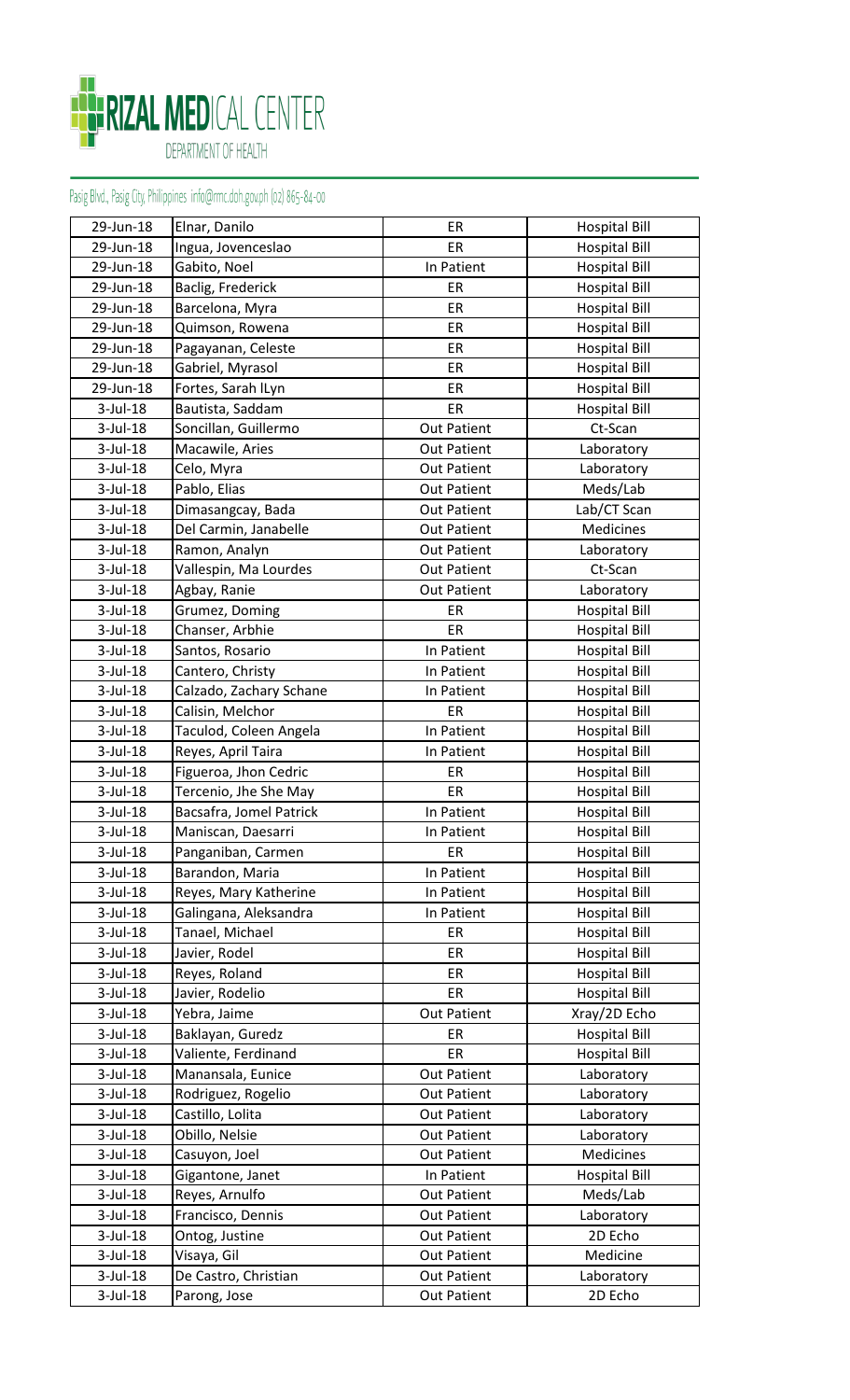# RIZAL MEDICAL CENTER

DEPARTMENT OF HEALTH

Pasig Blvd., Pasig City, Philippines info@rmc.doh.gov.ph (02) 865-84-00

| 29-Jun-18 | Elnar, Danilo | ER | Hospital Bill |
|---|---|---|---|
| 29-Jun-18 | Ingua, Jovenceslao | ER | Hospital Bill |
| 29-Jun-18 | Gabito, Noel | In Patient | Hospital Bill |
| 29-Jun-18 | Baclig, Frederick | ER | Hospital Bill |
| 29-Jun-18 | Barcelona, Myra | ER | Hospital Bill |
| 29-Jun-18 | Quimson, Rowena | ER | Hospital Bill |
| 29-Jun-18 | Pagayanan, Celeste | ER | Hospital Bill |
| 29-Jun-18 | Gabriel, Myrasol | ER | Hospital Bill |
| 29-Jun-18 | Fortes, Sarah ILyn | ER | Hospital Bill |
| 3-Jul-18 | Bautista, Saddam | ER | Hospital Bill |
| 3-Jul-18 | Soncillan, Guillermo | Out Patient | Ct-Scan |
| 3-Jul-18 | Macawile, Aries | Out Patient | Laboratory |
| 3-Jul-18 | Celo, Myra | Out Patient | Laboratory |
| 3-Jul-18 | Pablo, Elias | Out Patient | Meds/Lab |
| 3-Jul-18 | Dimasangcay, Bada | Out Patient | Lab/CT Scan |
| 3-Jul-18 | Del Carmin, Janabelle | Out Patient | Medicines |
| 3-Jul-18 | Ramon, Analyn | Out Patient | Laboratory |
| 3-Jul-18 | Vallespin, Ma Lourdes | Out Patient | Ct-Scan |
| 3-Jul-18 | Agbay, Ranie | Out Patient | Laboratory |
| 3-Jul-18 | Grumez, Doming | ER | Hospital Bill |
| 3-Jul-18 | Chanser, Arbhie | ER | Hospital Bill |
| 3-Jul-18 | Santos, Rosario | In Patient | Hospital Bill |
| 3-Jul-18 | Cantero, Christy | In Patient | Hospital Bill |
| 3-Jul-18 | Calzado, Zachary Schane | In Patient | Hospital Bill |
| 3-Jul-18 | Calisin, Melchor | ER | Hospital Bill |
| 3-Jul-18 | Taculod, Coleen Angela | In Patient | Hospital Bill |
| 3-Jul-18 | Reyes, April Taira | In Patient | Hospital Bill |
| 3-Jul-18 | Figueroa, Jhon Cedric | ER | Hospital Bill |
| 3-Jul-18 | Tercenio, Jhe She May | ER | Hospital Bill |
| 3-Jul-18 | Bacsafra, Jomel Patrick | In Patient | Hospital Bill |
| 3-Jul-18 | Maniscan, Daesarri | In Patient | Hospital Bill |
| 3-Jul-18 | Panganiban, Carmen | ER | Hospital Bill |
| 3-Jul-18 | Barandon, Maria | In Patient | Hospital Bill |
| 3-Jul-18 | Reyes, Mary Katherine | In Patient | Hospital Bill |
| 3-Jul-18 | Galingana, Aleksandra | In Patient | Hospital Bill |
| 3-Jul-18 | Tanael, Michael | ER | Hospital Bill |
| 3-Jul-18 | Javier, Rodel | ER | Hospital Bill |
| 3-Jul-18 | Reyes, Roland | ER | Hospital Bill |
| 3-Jul-18 | Javier, Rodelio | ER | Hospital Bill |
| 3-Jul-18 | Yebra, Jaime | Out Patient | Xray/2D Echo |
| 3-Jul-18 | Baklayan, Guredz | ER | Hospital Bill |
| 3-Jul-18 | Valiente, Ferdinand | ER | Hospital Bill |
| 3-Jul-18 | Manansala, Eunice | Out Patient | Laboratory |
| 3-Jul-18 | Rodriguez, Rogelio | Out Patient | Laboratory |
| 3-Jul-18 | Castillo, Lolita | Out Patient | Laboratory |
| 3-Jul-18 | Obillo, Nelsie | Out Patient | Laboratory |
| 3-Jul-18 | Casuyon, Joel | Out Patient | Medicines |
| 3-Jul-18 | Gigantone, Janet | In Patient | Hospital Bill |
| 3-Jul-18 | Reyes, Arnulfo | Out Patient | Meds/Lab |
| 3-Jul-18 | Francisco, Dennis | Out Patient | Laboratory |
| 3-Jul-18 | Ontog, Justine | Out Patient | 2D Echo |
| 3-Jul-18 | Visaya, Gil | Out Patient | Medicine |
| 3-Jul-18 | De Castro, Christian | Out Patient | Laboratory |
| 3-Jul-18 | Parong, Jose | Out Patient | 2D Echo |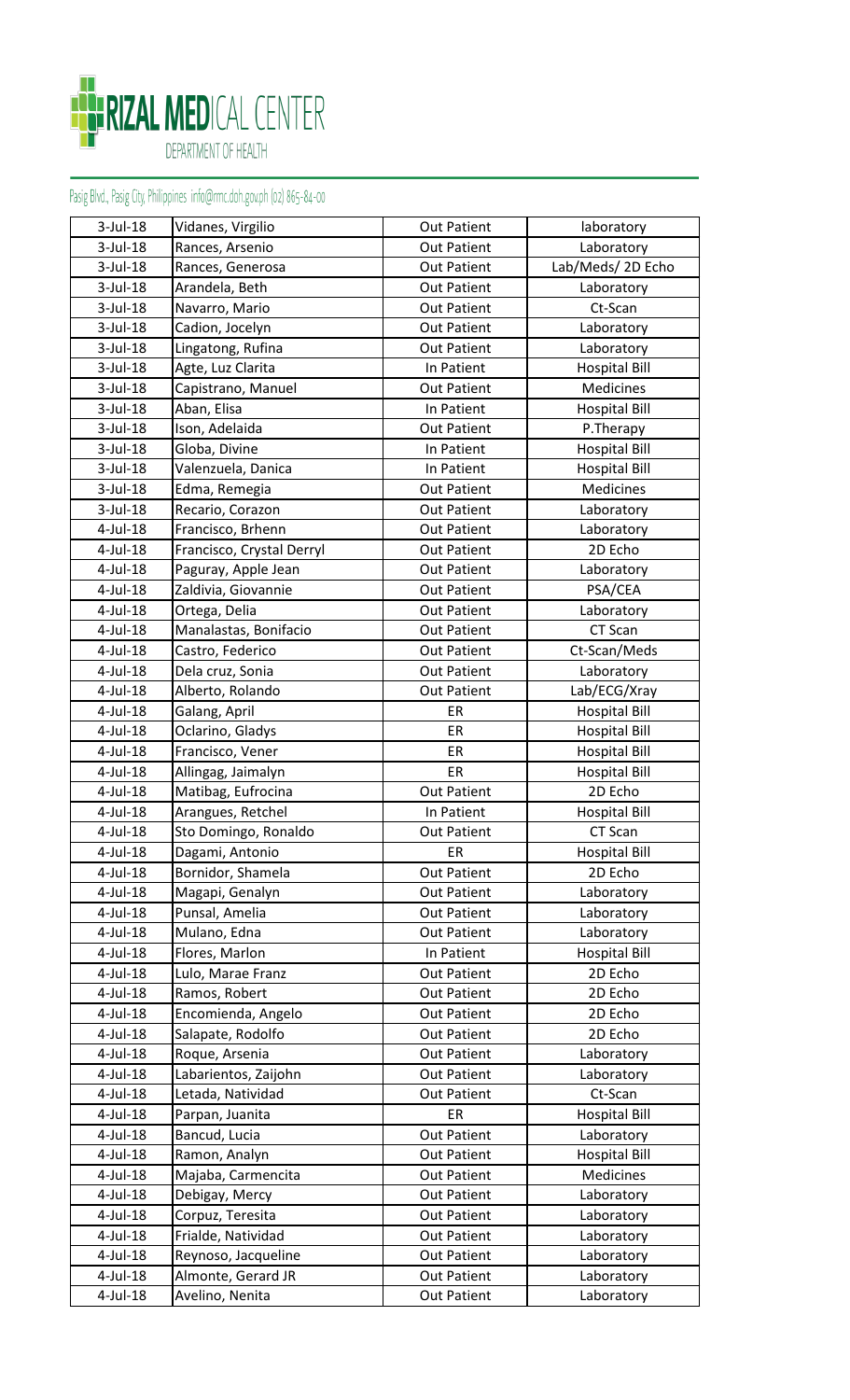# RIZAL MEDICAL CENTER

DEPARTMENT OF HEALTH

Pasig Blvd., Pasig City, Philippines info@rmc.doh.gov.ph (02) 865-84-00

| | | | |
|---|---|---|---|
| 3-Jul-18 | Vidanes, Virgilio | Out Patient | laboratory |
| 3-Jul-18 | Rances, Arsenio | Out Patient | Laboratory |
| 3-Jul-18 | Rances, Generosa | Out Patient | Lab/Meds/ 2D Echo |
| 3-Jul-18 | Arandela, Beth | Out Patient | Laboratory |
| 3-Jul-18 | Navarro, Mario | Out Patient | Ct-Scan |
| 3-Jul-18 | Cadion, Jocelyn | Out Patient | Laboratory |
| 3-Jul-18 | Lingatong, Rufina | Out Patient | Laboratory |
| 3-Jul-18 | Agte, Luz Clarita | In Patient | Hospital Bill |
| 3-Jul-18 | Capistrano, Manuel | Out Patient | Medicines |
| 3-Jul-18 | Aban, Elisa | In Patient | Hospital Bill |
| 3-Jul-18 | Ison, Adelaida | Out Patient | P.Therapy |
| 3-Jul-18 | Globa, Divine | In Patient | Hospital Bill |
| 3-Jul-18 | Valenzuela, Danica | In Patient | Hospital Bill |
| 3-Jul-18 | Edma, Remegia | Out Patient | Medicines |
| 3-Jul-18 | Recario, Corazon | Out Patient | Laboratory |
| 4-Jul-18 | Francisco, Brhenn | Out Patient | Laboratory |
| 4-Jul-18 | Francisco, Crystal Derryl | Out Patient | 2D Echo |
| 4-Jul-18 | Paguray, Apple Jean | Out Patient | Laboratory |
| 4-Jul-18 | Zaldivia, Giovannie | Out Patient | PSA/CEA |
| 4-Jul-18 | Ortega, Delia | Out Patient | Laboratory |
| 4-Jul-18 | Manalastas, Bonifacio | Out Patient | CT Scan |
| 4-Jul-18 | Castro, Federico | Out Patient | Ct-Scan/Meds |
| 4-Jul-18 | Dela cruz, Sonia | Out Patient | Laboratory |
| 4-Jul-18 | Alberto, Rolando | Out Patient | Lab/ECG/Xray |
| 4-Jul-18 | Galang, April | ER | Hospital Bill |
| 4-Jul-18 | Oclarino, Gladys | ER | Hospital Bill |
| 4-Jul-18 | Francisco, Vener | ER | Hospital Bill |
| 4-Jul-18 | Allingag, Jaimalyn | ER | Hospital Bill |
| 4-Jul-18 | Matibag, Eufrocina | Out Patient | 2D Echo |
| 4-Jul-18 | Arangues, Retchel | In Patient | Hospital Bill |
| 4-Jul-18 | Sto Domingo, Ronaldo | Out Patient | CT Scan |
| 4-Jul-18 | Dagami, Antonio | ER | Hospital Bill |
| 4-Jul-18 | Bornidor, Shamela | Out Patient | 2D Echo |
| 4-Jul-18 | Magapi, Genalyn | Out Patient | Laboratory |
| 4-Jul-18 | Punsal, Amelia | Out Patient | Laboratory |
| 4-Jul-18 | Mulano, Edna | Out Patient | Laboratory |
| 4-Jul-18 | Flores, Marlon | In Patient | Hospital Bill |
| 4-Jul-18 | Lulo, Marae Franz | Out Patient | 2D Echo |
| 4-Jul-18 | Ramos, Robert | Out Patient | 2D Echo |
| 4-Jul-18 | Encomienda, Angelo | Out Patient | 2D Echo |
| 4-Jul-18 | Salapate, Rodolfo | Out Patient | 2D Echo |
| 4-Jul-18 | Roque, Arsenia | Out Patient | Laboratory |
| 4-Jul-18 | Labarientos, Zaijohn | Out Patient | Laboratory |
| 4-Jul-18 | Letada, Natividad | Out Patient | Ct-Scan |
| 4-Jul-18 | Parpan, Juanita | ER | Hospital Bill |
| 4-Jul-18 | Bancud, Lucia | Out Patient | Laboratory |
| 4-Jul-18 | Ramon, Analyn | Out Patient | Hospital Bill |
| 4-Jul-18 | Majaba, Carmencita | Out Patient | Medicines |
| 4-Jul-18 | Debigay, Mercy | Out Patient | Laboratory |
| 4-Jul-18 | Corpuz, Teresita | Out Patient | Laboratory |
| 4-Jul-18 | Frialde, Natividad | Out Patient | Laboratory |
| 4-Jul-18 | Reynoso, Jacqueline | Out Patient | Laboratory |
| 4-Jul-18 | Almonte, Gerard JR | Out Patient | Laboratory |
| 4-Jul-18 | Avelino, Nenita | Out Patient | Laboratory |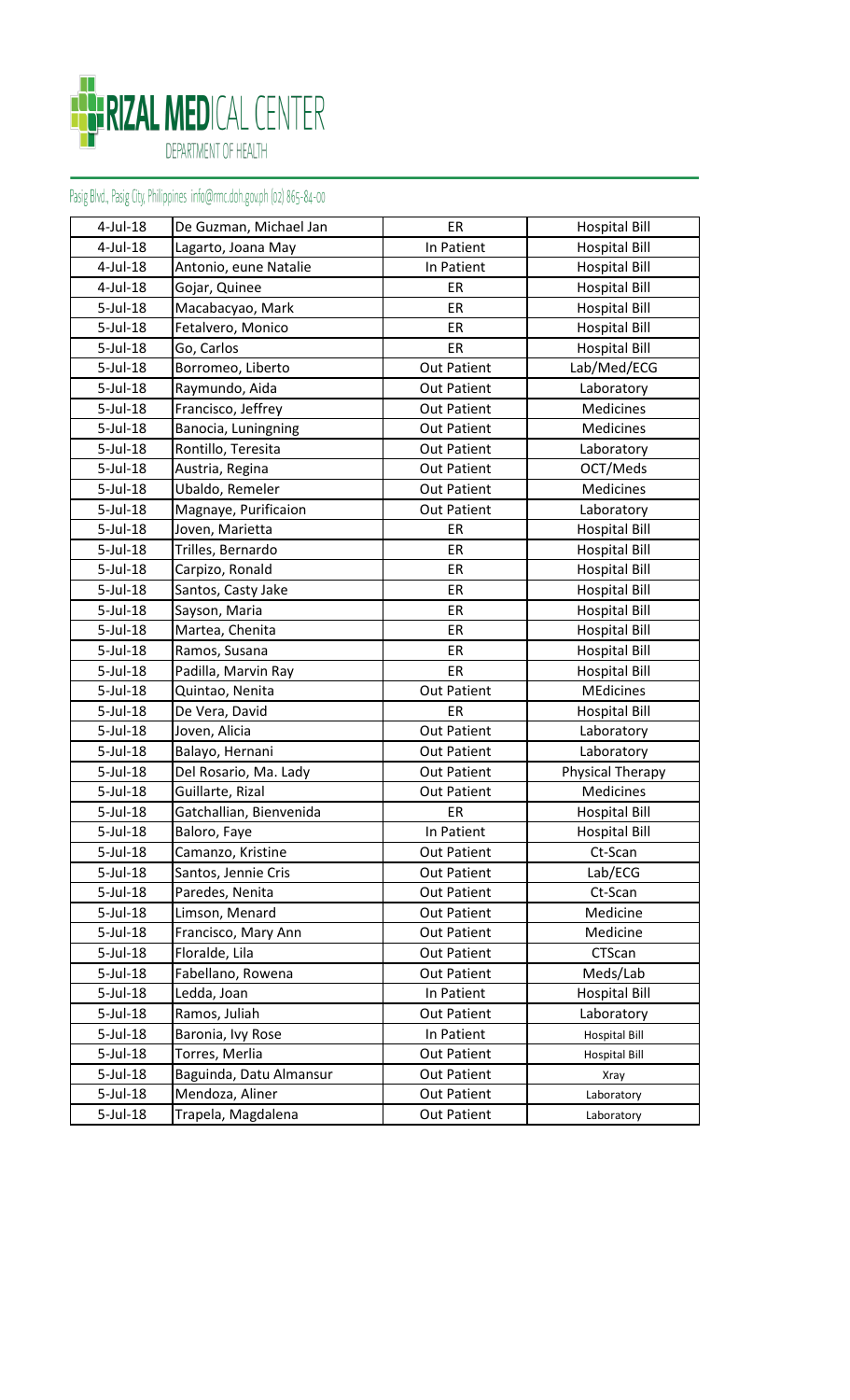# RIZAL MEDICAL CENTER

DEPARTMENT OF HEALTH

Pasig Blvd., Pasig City, Philippines info@rmc.doh.gov.ph (02) 865-84-00

| | | | |
|---|---|---|---|
| 4-Jul-18 | De Guzman, Michael Jan | ER | Hospital Bill |
| 4-Jul-18 | Lagarto, Joana May | In Patient | Hospital Bill |
| 4-Jul-18 | Antonio, eune Natalie | In Patient | Hospital Bill |
| 4-Jul-18 | Gojar, Quinee | ER | Hospital Bill |
| 5-Jul-18 | Macabacyao, Mark | ER | Hospital Bill |
| 5-Jul-18 | Fetalvero, Monico | ER | Hospital Bill |
| 5-Jul-18 | Go, Carlos | ER | Hospital Bill |
| 5-Jul-18 | Borromeo, Liberto | Out Patient | Lab/Med/ECG |
| 5-Jul-18 | Raymundo, Aida | Out Patient | Laboratory |
| 5-Jul-18 | Francisco, Jeffrey | Out Patient | Medicines |
| 5-Jul-18 | Banocia, Luningning | Out Patient | Medicines |
| 5-Jul-18 | Rontillo, Teresita | Out Patient | Laboratory |
| 5-Jul-18 | Austria, Regina | Out Patient | OCT/Meds |
| 5-Jul-18 | Ubaldo, Remeler | Out Patient | Medicines |
| 5-Jul-18 | Magnaye, Purificaion | Out Patient | Laboratory |
| 5-Jul-18 | Joven, Marietta | ER | Hospital Bill |
| 5-Jul-18 | Trilles, Bernardo | ER | Hospital Bill |
| 5-Jul-18 | Carpizo, Ronald | ER | Hospital Bill |
| 5-Jul-18 | Santos, Casty Jake | ER | Hospital Bill |
| 5-Jul-18 | Sayson, Maria | ER | Hospital Bill |
| 5-Jul-18 | Martea, Chenita | ER | Hospital Bill |
| 5-Jul-18 | Ramos, Susana | ER | Hospital Bill |
| 5-Jul-18 | Padilla, Marvin Ray | ER | Hospital Bill |
| 5-Jul-18 | Quintao, Nenita | Out Patient | MEdicines |
| 5-Jul-18 | De Vera, David | ER | Hospital Bill |
| 5-Jul-18 | Joven, Alicia | Out Patient | Laboratory |
| 5-Jul-18 | Balayo, Hernani | Out Patient | Laboratory |
| 5-Jul-18 | Del Rosario, Ma. Lady | Out Patient | Physical Therapy |
| 5-Jul-18 | Guillarte, Rizal | Out Patient | Medicines |
| 5-Jul-18 | Gatchallian, Bienvenida | ER | Hospital Bill |
| 5-Jul-18 | Baloro, Faye | In Patient | Hospital Bill |
| 5-Jul-18 | Camanzo, Kristine | Out Patient | Ct-Scan |
| 5-Jul-18 | Santos, Jennie Cris | Out Patient | Lab/ECG |
| 5-Jul-18 | Paredes, Nenita | Out Patient | Ct-Scan |
| 5-Jul-18 | Limson, Menard | Out Patient | Medicine |
| 5-Jul-18 | Francisco, Mary Ann | Out Patient | Medicine |
| 5-Jul-18 | Floralde, Lila | Out Patient | CTScan |
| 5-Jul-18 | Fabellano, Rowena | Out Patient | Meds/Lab |
| 5-Jul-18 | Ledda, Joan | In Patient | Hospital Bill |
| 5-Jul-18 | Ramos, Juliah | Out Patient | Laboratory |
| 5-Jul-18 | Baronia, Ivy Rose | In Patient | Hospital Bill |
| 5-Jul-18 | Torres, Merlia | Out Patient | Hospital Bill |
| 5-Jul-18 | Baguinda, Datu Almansur | Out Patient | Xray |
| 5-Jul-18 | Mendoza, Aliner | Out Patient | Laboratory |
| 5-Jul-18 | Trapela, Magdalena | Out Patient | Laboratory |